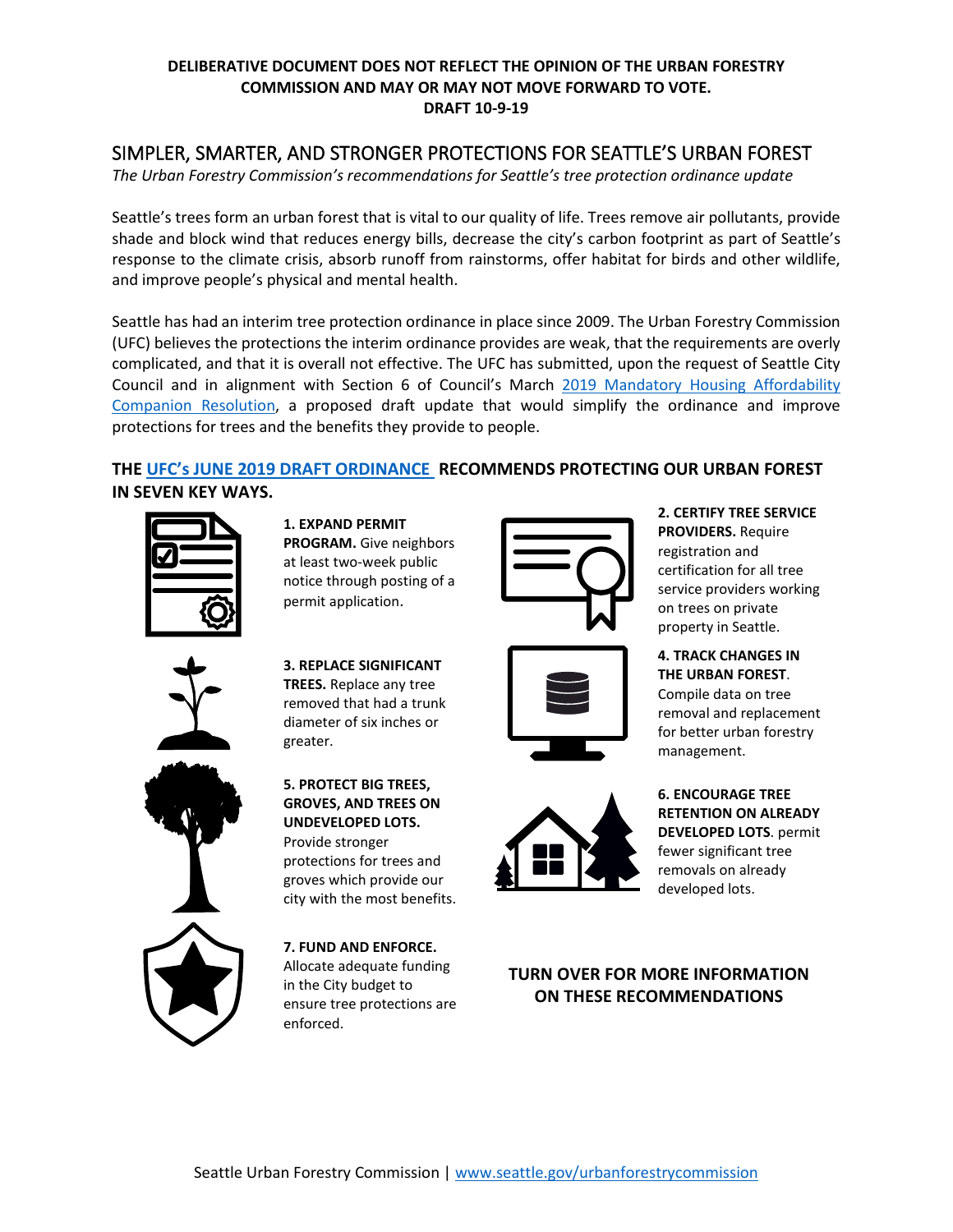**DELIBERATIVE DOCUMENT DOES NOT REFLECT THE OPINION OF THE URBAN FORESTRY COMMISSION AND MAY OR MAY NOT MOVE FORWARD TO VOTE.**
**DRAFT 10-9-19**

# SIMPLER, SMARTER, AND STRONGER PROTECTIONS FOR SEATTLE'S URBAN FOREST

*The Urban Forestry Commission's recommendations for Seattle's tree protection ordinance update*

Seattle's trees form an urban forest that is vital to our quality of life. Trees remove air pollutants, provide shade and block wind that reduces energy bills, decrease the city's carbon footprint as part of Seattle's response to the climate crisis, absorb runoff from rainstorms, offer habitat for birds and other wildlife, and improve people's physical and mental health.

Seattle has had an interim tree protection ordinance in place since 2009. The Urban Forestry Commission (UFC) believes the protections the interim ordinance provides are weak, that the requirements are overly complicated, and that it is overall not effective. The UFC has submitted, upon the request of Seattle City Council and in alignment with Section 6 of Council's March 2019 Mandatory Housing Affordability Companion Resolution, a proposed draft update that would simplify the ordinance and improve protections for trees and the benefits they provide to people.

## THE UFC's JUNE 2019 DRAFT ORDINANCE RECOMMENDS PROTECTING OUR URBAN FOREST IN SEVEN KEY WAYS.

**1. EXPAND PERMIT PROGRAM.** Give neighbors at least two-week public notice through posting of a permit application.

**2. CERTIFY TREE SERVICE PROVIDERS.** Require registration and certification for all tree service providers working on trees on private property in Seattle.

**3. REPLACE SIGNIFICANT TREES.** Replace any tree removed that had a trunk diameter of six inches or greater.

**4. TRACK CHANGES IN THE URBAN FOREST**. Compile data on tree removal and replacement for better urban forestry management.

**5. PROTECT BIG TREES, GROVES, AND TREES ON UNDEVELOPED LOTS.** Provide stronger protections for trees and groves which provide our city with the most benefits.

**6. ENCOURAGE TREE RETENTION ON ALREADY DEVELOPED LOTS**. permit fewer significant tree removals on already developed lots.

**7. FUND AND ENFORCE.** Allocate adequate funding in the City budget to ensure tree protections are enforced.

**TURN OVER FOR MORE INFORMATION ON THESE RECOMMENDATIONS**

Seattle Urban Forestry Commission | www.seattle.gov/urbanforestrycommission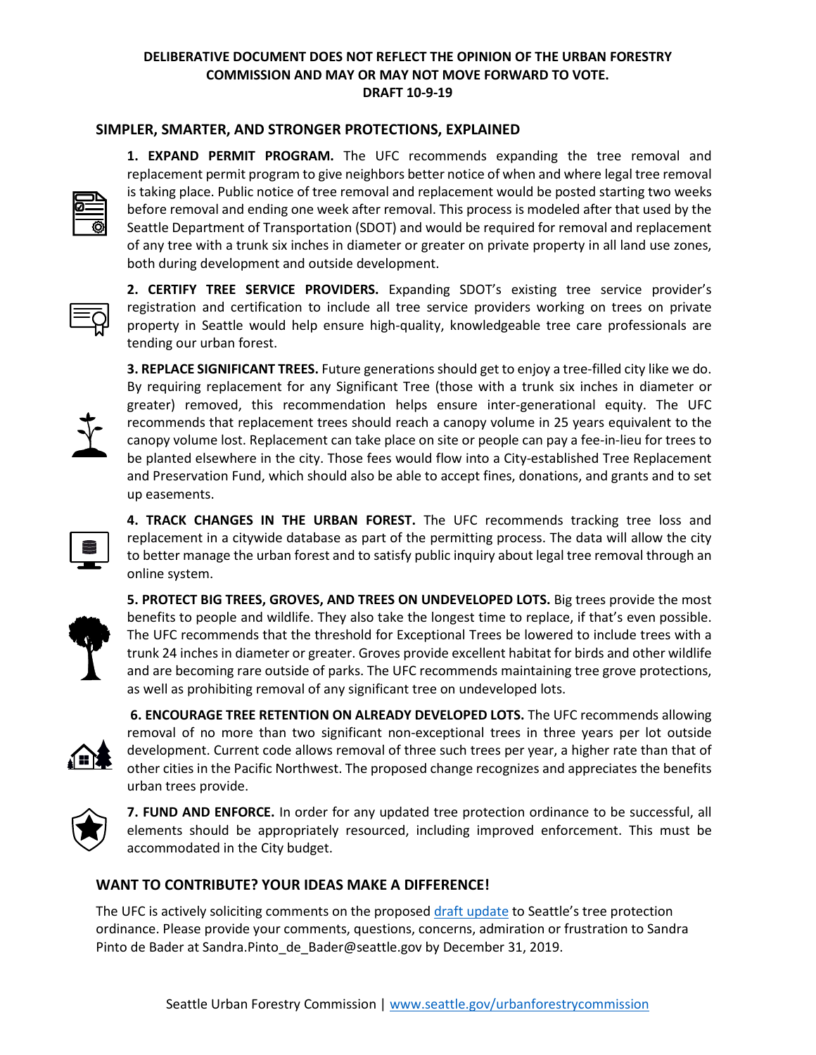**DELIBERATIVE DOCUMENT DOES NOT REFLECT THE OPINION OF THE URBAN FORESTRY COMMISSION AND MAY OR MAY NOT MOVE FORWARD TO VOTE.**
**DRAFT 10-9-19**

## SIMPLER, SMARTER, AND STRONGER PROTECTIONS, EXPLAINED

**1. EXPAND PERMIT PROGRAM.** The UFC recommends expanding the tree removal and replacement permit program to give neighbors better notice of when and where legal tree removal is taking place. Public notice of tree removal and replacement would be posted starting two weeks before removal and ending one week after removal. This process is modeled after that used by the Seattle Department of Transportation (SDOT) and would be required for removal and replacement of any tree with a trunk six inches in diameter or greater on private property in all land use zones, both during development and outside development.

**2. CERTIFY TREE SERVICE PROVIDERS.** Expanding SDOT's existing tree service provider's registration and certification to include all tree service providers working on trees on private property in Seattle would help ensure high-quality, knowledgeable tree care professionals are tending our urban forest.

**3. REPLACE SIGNIFICANT TREES.** Future generations should get to enjoy a tree-filled city like we do. By requiring replacement for any Significant Tree (those with a trunk six inches in diameter or greater) removed, this recommendation helps ensure inter-generational equity. The UFC recommends that replacement trees should reach a canopy volume in 25 years equivalent to the canopy volume lost. Replacement can take place on site or people can pay a fee-in-lieu for trees to be planted elsewhere in the city. Those fees would flow into a City-established Tree Replacement and Preservation Fund, which should also be able to accept fines, donations, and grants and to set up easements.

**4. TRACK CHANGES IN THE URBAN FOREST.** The UFC recommends tracking tree loss and replacement in a citywide database as part of the permitting process. The data will allow the city to better manage the urban forest and to satisfy public inquiry about legal tree removal through an online system.

**5. PROTECT BIG TREES, GROVES, AND TREES ON UNDEVELOPED LOTS.** Big trees provide the most benefits to people and wildlife. They also take the longest time to replace, if that's even possible. The UFC recommends that the threshold for Exceptional Trees be lowered to include trees with a trunk 24 inches in diameter or greater. Groves provide excellent habitat for birds and other wildlife and are becoming rare outside of parks. The UFC recommends maintaining tree grove protections, as well as prohibiting removal of any significant tree on undeveloped lots.

**6. ENCOURAGE TREE RETENTION ON ALREADY DEVELOPED LOTS.** The UFC recommends allowing removal of no more than two significant non-exceptional trees in three years per lot outside development. Current code allows removal of three such trees per year, a higher rate than that of other cities in the Pacific Northwest. The proposed change recognizes and appreciates the benefits urban trees provide.

**7. FUND AND ENFORCE.** In order for any updated tree protection ordinance to be successful, all elements should be appropriately resourced, including improved enforcement. This must be accommodated in the City budget.

## WANT TO CONTRIBUTE? YOUR IDEAS MAKE A DIFFERENCE!

The UFC is actively soliciting comments on the proposed draft update to Seattle's tree protection ordinance. Please provide your comments, questions, concerns, admiration or frustration to Sandra Pinto de Bader at Sandra.Pinto_de_Bader@seattle.gov by December 31, 2019.

Seattle Urban Forestry Commission | www.seattle.gov/urbanforestrycommission